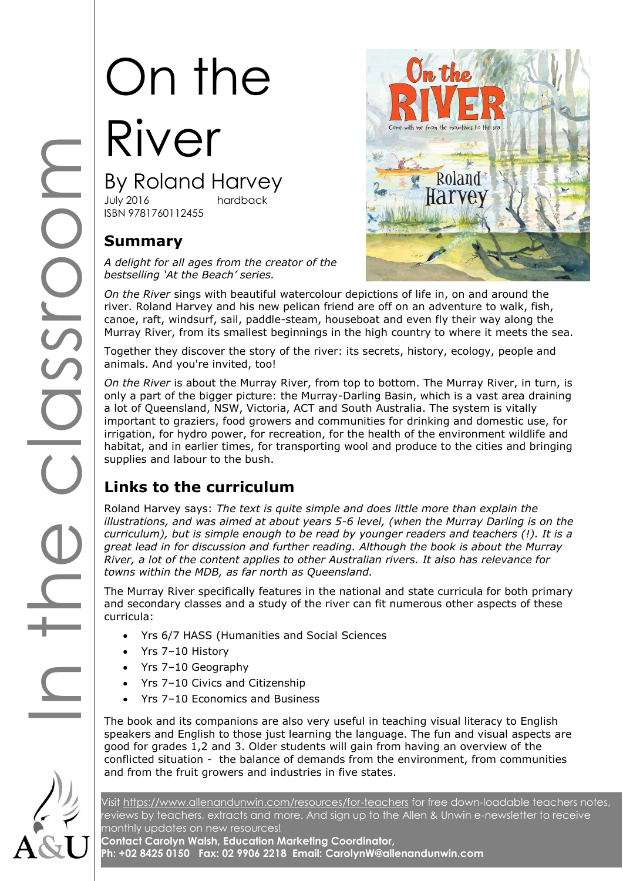In the classroom

# On the River

## By Roland Harvey

July 2016 hardback
ISBN 9781760112455

## Summary

*A delight for all ages from the creator of the bestselling 'At the Beach' series.*

*On the River* sings with beautiful watercolour depictions of life in, on and around the river. Roland Harvey and his new pelican friend are off on an adventure to walk, fish, canoe, raft, windsurf, sail, paddle-steam, houseboat and even fly their way along the Murray River, from its smallest beginnings in the high country to where it meets the sea.

Together they discover the story of the river: its secrets, history, ecology, people and animals. And you're invited, too!

*On the River* is about the Murray River, from top to bottom. The Murray River, in turn, is only a part of the bigger picture: the Murray-Darling Basin, which is a vast area draining a lot of Queensland, NSW, Victoria, ACT and South Australia. The system is vitally important to graziers, food growers and communities for drinking and domestic use, for irrigation, for hydro power, for recreation, for the health of the environment wildlife and habitat, and in earlier times, for transporting wool and produce to the cities and bringing supplies and labour to the bush.

## Links to the curriculum

Roland Harvey says: *The text is quite simple and does little more than explain the illustrations, and was aimed at about years 5-6 level, (when the Murray Darling is on the curriculum), but is simple enough to be read by younger readers and teachers (!). It is a great lead in for discussion and further reading. Although the book is about the Murray River, a lot of the content applies to other Australian rivers. It also has relevance for towns within the MDB, as far north as Queensland.*

The Murray River specifically features in the national and state curricula for both primary and secondary classes and a study of the river can fit numerous other aspects of these curricula:

- Yrs 6/7 HASS (Humanities and Social Sciences
- Yrs 7–10 History
- Yrs 7–10 Geography
- Yrs 7–10 Civics and Citizenship
- Yrs 7–10 Economics and Business

The book and its companions are also very useful in teaching visual literacy to English speakers and English to those just learning the language. The fun and visual aspects are good for grades 1,2 and 3. Older students will gain from having an overview of the conflicted situation - the balance of demands from the environment, from communities and from the fruit growers and industries in five states.

Visit https://www.allenandunwin.com/resources/for-teachers for free down-loadable teachers notes, reviews by teachers, extracts and more. And sign up to the Allen & Unwin e-newsletter to receive monthly updates on new resources!

**Contact Carolyn Walsh, Education Marketing Coordinator,**
**Ph: +02 8425 0150 Fax: 02 9906 2218 Email: CarolynW@allenandunwin.com**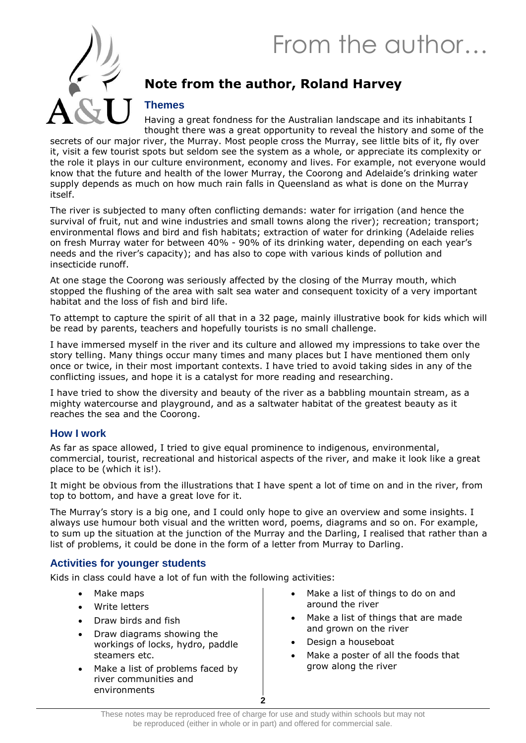# From the author…

## Note from the author, Roland Harvey

### Themes

Having a great fondness for the Australian landscape and its inhabitants I thought there was a great opportunity to reveal the history and some of the secrets of our major river, the Murray. Most people cross the Murray, see little bits of it, fly over it, visit a few tourist spots but seldom see the system as a whole, or appreciate its complexity or the role it plays in our culture environment, economy and lives. For example, not everyone would know that the future and health of the lower Murray, the Coorong and Adelaide's drinking water supply depends as much on how much rain falls in Queensland as what is done on the Murray itself.

The river is subjected to many often conflicting demands: water for irrigation (and hence the survival of fruit, nut and wine industries and small towns along the river); recreation; transport; environmental flows and bird and fish habitats; extraction of water for drinking (Adelaide relies on fresh Murray water for between 40% - 90% of its drinking water, depending on each year's needs and the river's capacity); and has also to cope with various kinds of pollution and insecticide runoff.

At one stage the Coorong was seriously affected by the closing of the Murray mouth, which stopped the flushing of the area with salt sea water and consequent toxicity of a very important habitat and the loss of fish and bird life.

To attempt to capture the spirit of all that in a 32 page, mainly illustrative book for kids which will be read by parents, teachers and hopefully tourists is no small challenge.

I have immersed myself in the river and its culture and allowed my impressions to take over the story telling. Many things occur many times and many places but I have mentioned them only once or twice, in their most important contexts. I have tried to avoid taking sides in any of the conflicting issues, and hope it is a catalyst for more reading and researching.

I have tried to show the diversity and beauty of the river as a babbling mountain stream, as a mighty watercourse and playground, and as a saltwater habitat of the greatest beauty as it reaches the sea and the Coorong.

### How I work

As far as space allowed, I tried to give equal prominence to indigenous, environmental, commercial, tourist, recreational and historical aspects of the river, and make it look like a great place to be (which it is!).

It might be obvious from the illustrations that I have spent a lot of time on and in the river, from top to bottom, and have a great love for it.

The Murray's story is a big one, and I could only hope to give an overview and some insights. I always use humour both visual and the written word, poems, diagrams and so on. For example, to sum up the situation at the junction of the Murray and the Darling, I realised that rather than a list of problems, it could be done in the form of a letter from Murray to Darling.

### Activities for younger students

Kids in class could have a lot of fun with the following activities:

- Make maps
- Write letters
- Draw birds and fish
- Draw diagrams showing the workings of locks, hydro, paddle steamers etc.
- Make a list of problems faced by river communities and environments
- Make a list of things to do on and around the river
- Make a list of things that are made and grown on the river
- Design a houseboat
- Make a poster of all the foods that grow along the river

These notes may be reproduced free of charge for use and study within schools but may not be reproduced (either in whole or in part) and offered for commercial sale.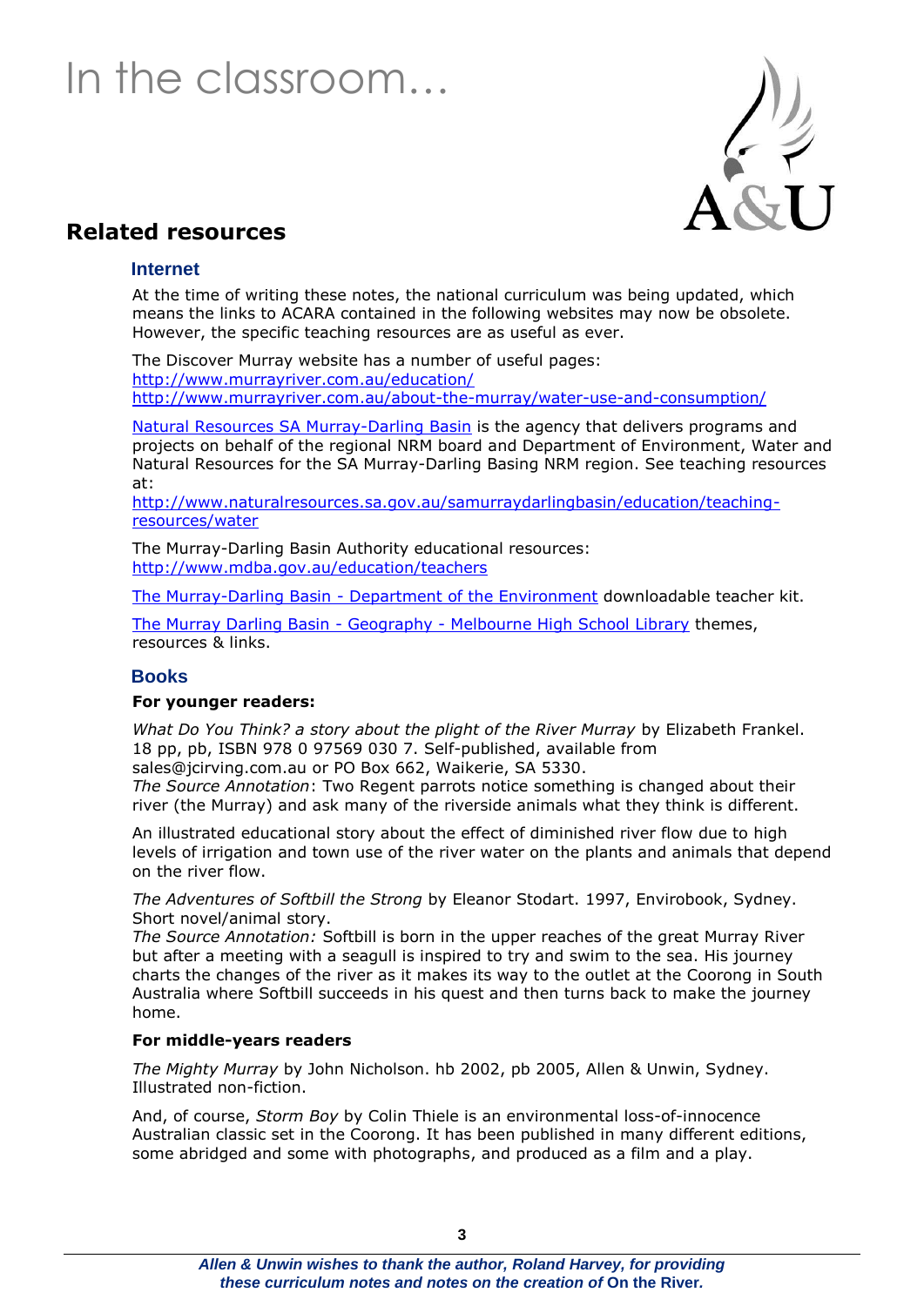# In the classroom…

## Related resources

### Internet

At the time of writing these notes, the national curriculum was being updated, which means the links to ACARA contained in the following websites may now be obsolete. However, the specific teaching resources are as useful as ever.

The Discover Murray website has a number of useful pages:
http://www.murrayriver.com.au/education/
http://www.murrayriver.com.au/about-the-murray/water-use-and-consumption/

Natural Resources SA Murray-Darling Basin is the agency that delivers programs and projects on behalf of the regional NRM board and Department of Environment, Water and Natural Resources for the SA Murray-Darling Basing NRM region. See teaching resources at:
http://www.naturalresources.sa.gov.au/samurraydarlingbasin/education/teaching-resources/water

The Murray-Darling Basin Authority educational resources:
http://www.mdba.gov.au/education/teachers

The Murray-Darling Basin - Department of the Environment downloadable teacher kit.

The Murray Darling Basin - Geography - Melbourne High School Library themes, resources & links.

### Books

**For younger readers:**

*What Do You Think? a story about the plight of the River Murray* by Elizabeth Frankel. 18 pp, pb, ISBN 978 0 97569 030 7. Self-published, available from sales@jcirving.com.au or PO Box 662, Waikerie, SA 5330.
*The Source Annotation*: Two Regent parrots notice something is changed about their river (the Murray) and ask many of the riverside animals what they think is different.

An illustrated educational story about the effect of diminished river flow due to high levels of irrigation and town use of the river water on the plants and animals that depend on the river flow.

*The Adventures of Softbill the Strong* by Eleanor Stodart. 1997, Envirobook, Sydney. Short novel/animal story.
*The Source Annotation:* Softbill is born in the upper reaches of the great Murray River but after a meeting with a seagull is inspired to try and swim to the sea. His journey charts the changes of the river as it makes its way to the outlet at the Coorong in South Australia where Softbill succeeds in his quest and then turns back to make the journey home.

**For middle-years readers**

*The Mighty Murray* by John Nicholson. hb 2002, pb 2005, Allen & Unwin, Sydney. Illustrated non-fiction.

And, of course, *Storm Boy* by Colin Thiele is an environmental loss-of-innocence Australian classic set in the Coorong. It has been published in many different editions, some abridged and some with photographs, and produced as a film and a play.

***Allen & Unwin wishes to thank the author, Roland Harvey, for providing these curriculum notes and notes on the creation of* On the River.**